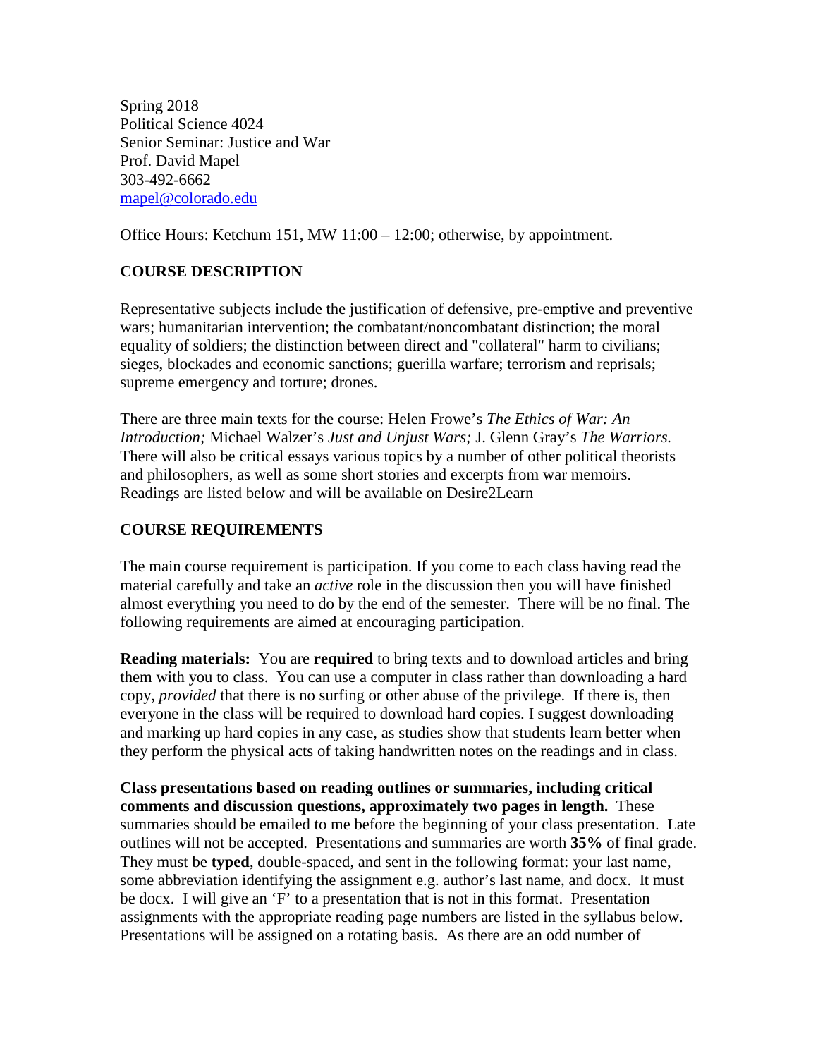Spring 2018
Political Science 4024
Senior Seminar: Justice and War
Prof. David Mapel
303-492-6662
mapel@colorado.edu

Office Hours: Ketchum 151, MW 11:00 – 12:00; otherwise, by appointment.

## COURSE DESCRIPTION

Representative subjects include the justification of defensive, pre-emptive and preventive wars; humanitarian intervention; the combatant/noncombatant distinction; the moral equality of soldiers; the distinction between direct and "collateral" harm to civilians; sieges, blockades and economic sanctions; guerilla warfare; terrorism and reprisals; supreme emergency and torture; drones.

There are three main texts for the course: Helen Frowe's *The Ethics of War: An Introduction;* Michael Walzer's *Just and Unjust Wars;* J. Glenn Gray's *The Warriors.* There will also be critical essays various topics by a number of other political theorists and philosophers, as well as some short stories and excerpts from war memoirs. Readings are listed below and will be available on Desire2Learn

## COURSE REQUIREMENTS

The main course requirement is participation. If you come to each class having read the material carefully and take an *active* role in the discussion then you will have finished almost everything you need to do by the end of the semester. There will be no final. The following requirements are aimed at encouraging participation.

**Reading materials:** You are **required** to bring texts and to download articles and bring them with you to class. You can use a computer in class rather than downloading a hard copy, *provided* that there is no surfing or other abuse of the privilege. If there is, then everyone in the class will be required to download hard copies. I suggest downloading and marking up hard copies in any case, as studies show that students learn better when they perform the physical acts of taking handwritten notes on the readings and in class.

**Class presentations based on reading outlines or summaries, including critical comments and discussion questions, approximately two pages in length.** These summaries should be emailed to me before the beginning of your class presentation. Late outlines will not be accepted. Presentations and summaries are worth **35%** of final grade. They must be **typed**, double-spaced, and sent in the following format: your last name, some abbreviation identifying the assignment e.g. author's last name, and docx. It must be docx. I will give an 'F' to a presentation that is not in this format. Presentation assignments with the appropriate reading page numbers are listed in the syllabus below. Presentations will be assigned on a rotating basis. As there are an odd number of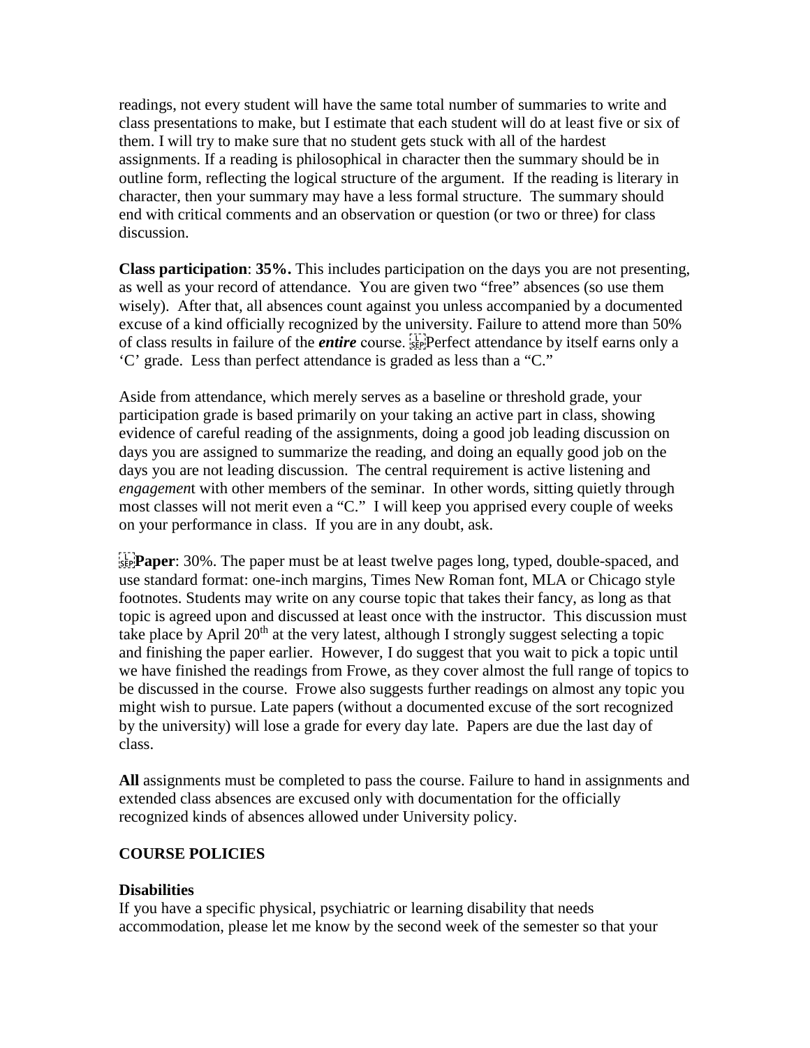readings, not every student will have the same total number of summaries to write and class presentations to make, but I estimate that each student will do at least five or six of them. I will try to make sure that no student gets stuck with all of the hardest assignments. If a reading is philosophical in character then the summary should be in outline form, reflecting the logical structure of the argument. If the reading is literary in character, then your summary may have a less formal structure. The summary should end with critical comments and an observation or question (or two or three) for class discussion.

**Class participation**: **35%.** This includes participation on the days you are not presenting, as well as your record of attendance. You are given two "free" absences (so use them wisely). After that, all absences count against you unless accompanied by a documented excuse of a kind officially recognized by the university. Failure to attend more than 50% of class results in failure of the ***entire*** course. Perfect attendance by itself earns only a 'C' grade. Less than perfect attendance is graded as less than a "C."

Aside from attendance, which merely serves as a baseline or threshold grade, your participation grade is based primarily on your taking an active part in class, showing evidence of careful reading of the assignments, doing a good job leading discussion on days you are assigned to summarize the reading, and doing an equally good job on the days you are not leading discussion. The central requirement is active listening and *engagemen*t with other members of the seminar. In other words, sitting quietly through most classes will not merit even a "C." I will keep you apprised every couple of weeks on your performance in class. If you are in any doubt, ask.

**Paper**: 30%. The paper must be at least twelve pages long, typed, double-spaced, and use standard format: one-inch margins, Times New Roman font, MLA or Chicago style footnotes. Students may write on any course topic that takes their fancy, as long as that topic is agreed upon and discussed at least once with the instructor. This discussion must take place by April 20th at the very latest, although I strongly suggest selecting a topic and finishing the paper earlier. However, I do suggest that you wait to pick a topic until we have finished the readings from Frowe, as they cover almost the full range of topics to be discussed in the course. Frowe also suggests further readings on almost any topic you might wish to pursue. Late papers (without a documented excuse of the sort recognized by the university) will lose a grade for every day late. Papers are due the last day of class.

**All** assignments must be completed to pass the course. Failure to hand in assignments and extended class absences are excused only with documentation for the officially recognized kinds of absences allowed under University policy.

## COURSE POLICIES

### Disabilities

If you have a specific physical, psychiatric or learning disability that needs accommodation, please let me know by the second week of the semester so that your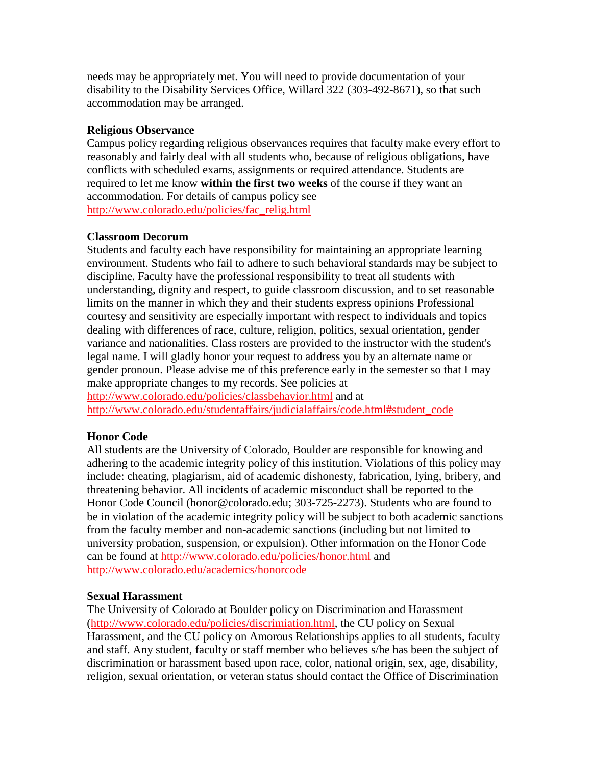needs may be appropriately met. You will need to provide documentation of your disability to the Disability Services Office, Willard 322 (303-492-8671), so that such accommodation may be arranged.

**Religious Observance**
Campus policy regarding religious observances requires that faculty make every effort to reasonably and fairly deal with all students who, because of religious obligations, have conflicts with scheduled exams, assignments or required attendance. Students are required to let me know **within the first two weeks** of the course if they want an accommodation. For details of campus policy see
http://www.colorado.edu/policies/fac_relig.html

**Classroom Decorum**
Students and faculty each have responsibility for maintaining an appropriate learning environment. Students who fail to adhere to such behavioral standards may be subject to discipline. Faculty have the professional responsibility to treat all students with understanding, dignity and respect, to guide classroom discussion, and to set reasonable limits on the manner in which they and their students express opinions Professional courtesy and sensitivity are especially important with respect to individuals and topics dealing with differences of race, culture, religion, politics, sexual orientation, gender variance and nationalities. Class rosters are provided to the instructor with the student's legal name. I will gladly honor your request to address you by an alternate name or gender pronoun. Please advise me of this preference early in the semester so that I may make appropriate changes to my records. See policies at
http://www.colorado.edu/policies/classbehavior.html and at
http://www.colorado.edu/studentaffairs/judicialaffairs/code.html#student_code

**Honor Code**
All students are the University of Colorado, Boulder are responsible for knowing and adhering to the academic integrity policy of this institution. Violations of this policy may include: cheating, plagiarism, aid of academic dishonesty, fabrication, lying, bribery, and threatening behavior. All incidents of academic misconduct shall be reported to the Honor Code Council (honor@colorado.edu; 303-725-2273). Students who are found to be in violation of the academic integrity policy will be subject to both academic sanctions from the faculty member and non-academic sanctions (including but not limited to university probation, suspension, or expulsion). Other information on the Honor Code can be found at http://www.colorado.edu/policies/honor.html and
http://www.colorado.edu/academics/honorcode

**Sexual Harassment**
The University of Colorado at Boulder policy on Discrimination and Harassment (http://www.colorado.edu/policies/discrimiation.html, the CU policy on Sexual Harassment, and the CU policy on Amorous Relationships applies to all students, faculty and staff. Any student, faculty or staff member who believes s/he has been the subject of discrimination or harassment based upon race, color, national origin, sex, age, disability, religion, sexual orientation, or veteran status should contact the Office of Discrimination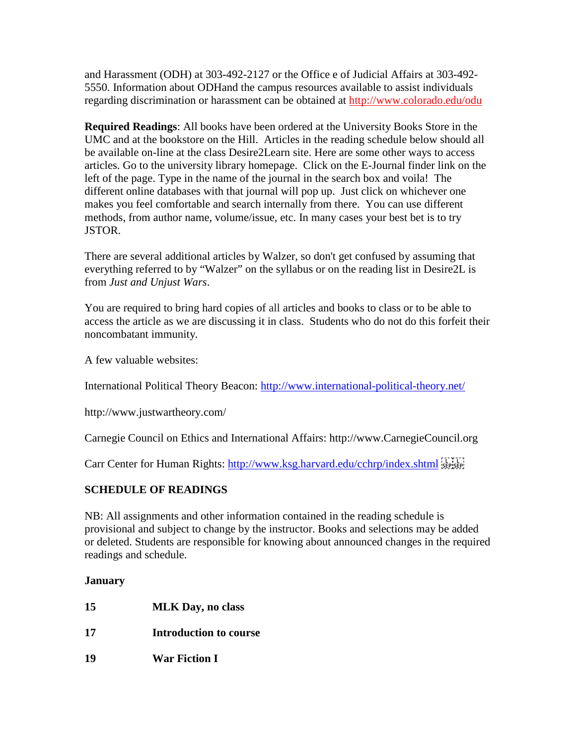and Harassment (ODH) at 303-492-2127 or the Office e of Judicial Affairs at 303-492-5550. Information about ODHand the campus resources available to assist individuals regarding discrimination or harassment can be obtained at http://www.colorado.edu/odu

**Required Readings**: All books have been ordered at the University Books Store in the UMC and at the bookstore on the Hill. Articles in the reading schedule below should all be available on-line at the class Desire2Learn site. Here are some other ways to access articles. Go to the university library homepage. Click on the E-Journal finder link on the left of the page. Type in the name of the journal in the search box and voila! The different online databases with that journal will pop up. Just click on whichever one makes you feel comfortable and search internally from there. You can use different methods, from author name, volume/issue, etc. In many cases your best bet is to try JSTOR.

There are several additional articles by Walzer, so don't get confused by assuming that everything referred to by "Walzer" on the syllabus or on the reading list in Desire2L is from *Just and Unjust Wars*.

You are required to bring hard copies of all articles and books to class or to be able to access the article as we are discussing it in class. Students who do not do this forfeit their noncombatant immunity.

A few valuable websites:

International Political Theory Beacon: http://www.international-political-theory.net/

http://www.justwartheory.com/

Carnegie Council on Ethics and International Affairs: http://www.CarnegieCouncil.org

Carr Center for Human Rights: http://www.ksg.harvard.edu/cchrp/index.shtml

**SCHEDULE OF READINGS**

NB: All assignments and other information contained in the reading schedule is provisional and subject to change by the instructor. Books and selections may be added or deleted. Students are responsible for knowing about announced changes in the required readings and schedule.

**January**

**15** **MLK Day, no class**

**17** **Introduction to course**

**19** **War Fiction I**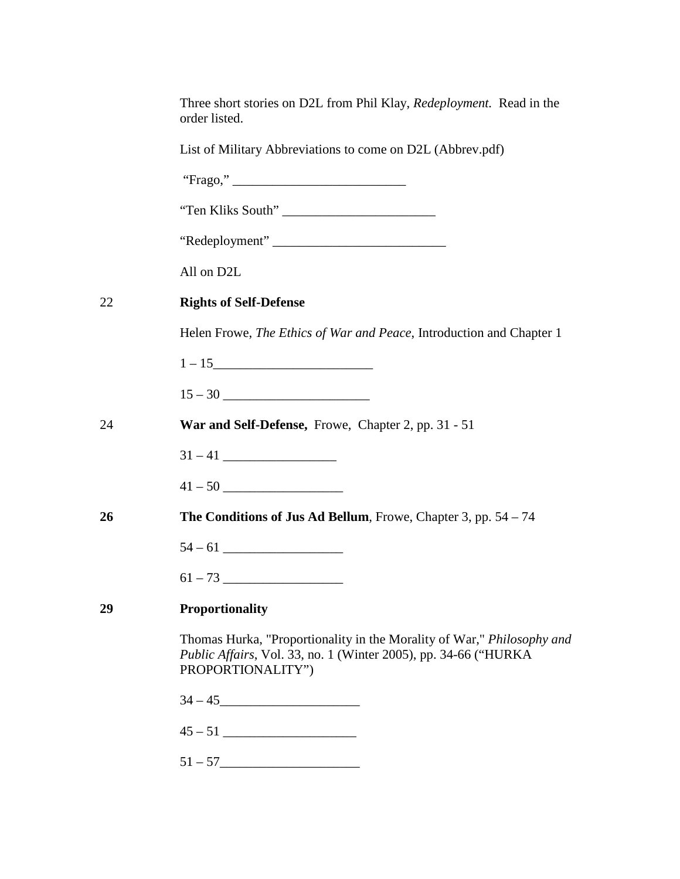Three short stories on D2L from Phil Klay, *Redeployment.* Read in the order listed.

List of Military Abbreviations to come on D2L (Abbrev.pdf)

"Frago," __________________________

"Ten Kliks South" _______________________

"Redeployment" __________________________

All on D2L

22 **Rights of Self-Defense**

Helen Frowe, *The Ethics of War and Peace*, Introduction and Chapter 1

1 – 15________________________

15 – 30 ______________________

24 **War and Self-Defense,** Frowe, Chapter 2, pp. 31 - 51

31 – 41 _________________

41 – 50 __________________

**26** **The Conditions of Jus Ad Bellum**, Frowe, Chapter 3, pp. 54 – 74

54 – 61 __________________

61 – 73 __________________

**29** **Proportionality**

Thomas Hurka, "Proportionality in the Morality of War," *Philosophy and Public Affairs*, Vol. 33, no. 1 (Winter 2005), pp. 34-66 ("HURKA PROPORTIONALITY")

34 – 45_____________________

45 – 51 ____________________

51 – 57_____________________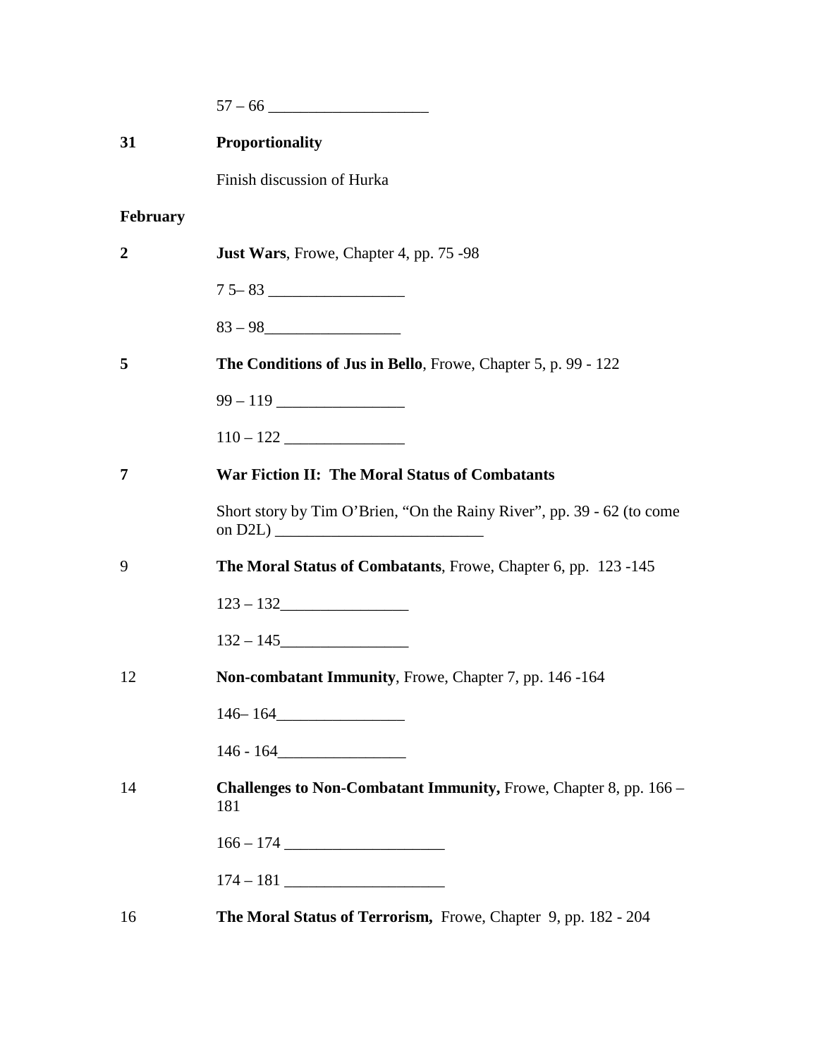57 – 66 ____________________

**31** **Proportionality**

Finish discussion of Hurka

**February**

**2** **Just Wars**, Frowe, Chapter 4, pp. 75 -98

7 5– 83 _________________

83 – 98_________________

**5** **The Conditions of Jus in Bello**, Frowe, Chapter 5, p. 99 - 122

99 – 119 ________________

110 – 122 _______________

**7** **War Fiction II: The Moral Status of Combatants**

Short story by Tim O'Brien, "On the Rainy River", pp. 39 - 62 (to come on D2L) __________________________

9 **The Moral Status of Combatants**, Frowe, Chapter 6, pp. 123 -145

123 – 132________________

132 – 145________________

12 **Non-combatant Immunity**, Frowe, Chapter 7, pp. 146 -164

146– 164________________

146 - 164________________

14 **Challenges to Non-Combatant Immunity,** Frowe, Chapter 8, pp. 166 – 181

166 – 174 ____________________

174 – 181 ____________________

16 **The Moral Status of Terrorism,** Frowe, Chapter 9, pp. 182 - 204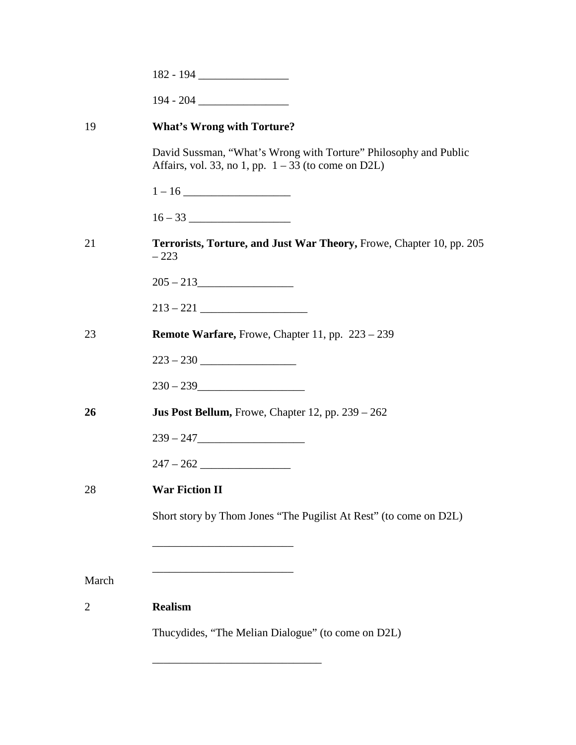182 - 194 ________________

194 - 204 ________________

19 **What's Wrong with Torture?**

David Sussman, "What's Wrong with Torture" Philosophy and Public Affairs, vol. 33, no 1, pp. 1 – 33 (to come on D2L)

1 – 16 ___________________

16 – 33 __________________

21 **Terrorists, Torture, and Just War Theory,** Frowe, Chapter 10, pp. 205 – 223

205 – 213_________________

213 – 221 ___________________

23 **Remote Warfare,** Frowe, Chapter 11, pp. 223 – 239

223 – 230 _________________

230 – 239___________________

**26** **Jus Post Bellum,** Frowe, Chapter 12, pp. 239 – 262

239 – 247___________________

247 – 262 ________________

28 **War Fiction II**

Short story by Thom Jones "The Pugilist At Rest" (to come on D2L)

_________________________

_________________________

March

2 **Realism**

Thucydides, "The Melian Dialogue" (to come on D2L)

______________________________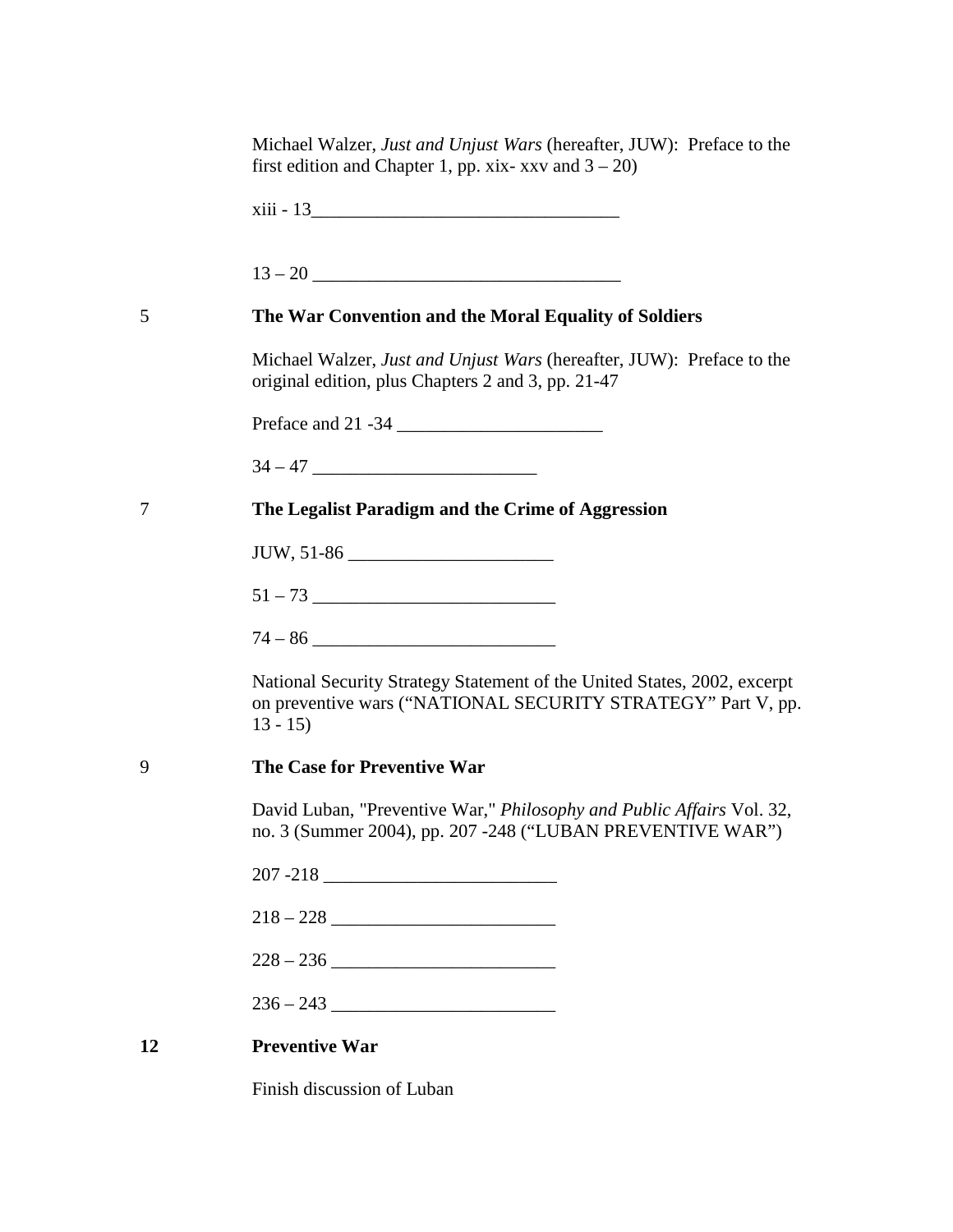Michael Walzer, *Just and Unjust Wars* (hereafter, JUW): Preface to the first edition and Chapter 1, pp. xix- xxv and 3 – 20)

xiii - 13_________________________________

13 – 20 _________________________________

5 **The War Convention and the Moral Equality of Soldiers**

Michael Walzer, *Just and Unjust Wars* (hereafter, JUW): Preface to the original edition, plus Chapters 2 and 3, pp. 21-47

Preface and 21 -34 ______________________

34 – 47 ________________________

7 **The Legalist Paradigm and the Crime of Aggression**

JUW, 51-86 ______________________

51 – 73 __________________________

74 – 86 __________________________

National Security Strategy Statement of the United States, 2002, excerpt on preventive wars ("NATIONAL SECURITY STRATEGY" Part V, pp. 13 - 15)

9 **The Case for Preventive War**

David Luban, "Preventive War," *Philosophy and Public Affairs* Vol. 32, no. 3 (Summer 2004), pp. 207 -248 ("LUBAN PREVENTIVE WAR")

207 -218 ________________________

218 – 228 _______________________

228 – 236 _______________________

236 – 243 _______________________

**12** **Preventive War**

Finish discussion of Luban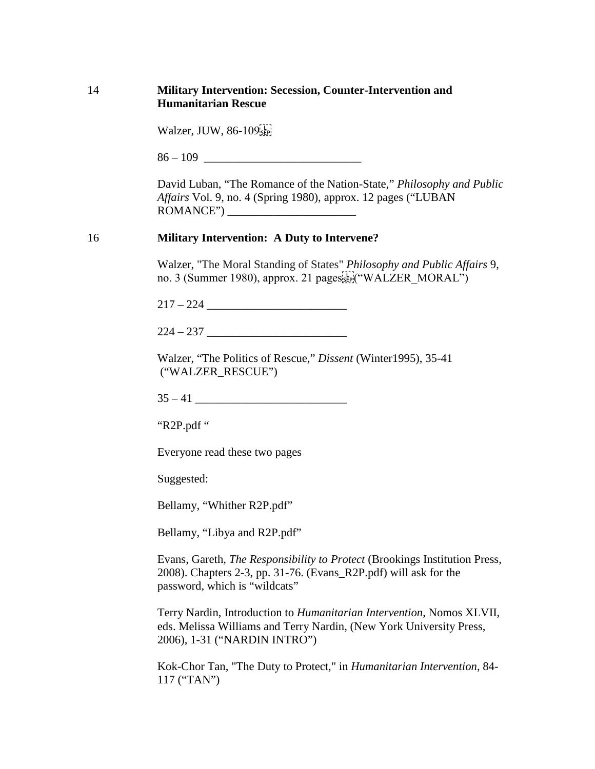14 **Military Intervention: Secession, Counter-Intervention and Humanitarian Rescue**

Walzer, JUW, 86-109

86 – 109 ___________________________

David Luban, "The Romance of the Nation-State," *Philosophy and Public Affairs* Vol. 9, no. 4 (Spring 1980), approx. 12 pages ("LUBAN ROMANCE") ______________________

16 **Military Intervention: A Duty to Intervene?**

Walzer, "The Moral Standing of States" *Philosophy and Public Affairs* 9, no. 3 (Summer 1980), approx. 21 pages ("WALZER_MORAL")

217 – 224 ________________________

224 – 237 ________________________

Walzer, "The Politics of Rescue," *Dissent* (Winter1995), 35-41 ("WALZER_RESCUE")

35 – 41 __________________________

"R2P.pdf "

Everyone read these two pages

Suggested:

Bellamy, "Whither R2P.pdf"

Bellamy, "Libya and R2P.pdf"

Evans, Gareth, *The Responsibility to Protect* (Brookings Institution Press, 2008). Chapters 2-3, pp. 31-76. (Evans_R2P.pdf) will ask for the password, which is "wildcats"

Terry Nardin, Introduction to *Humanitarian Intervention*, Nomos XLVII, eds. Melissa Williams and Terry Nardin, (New York University Press, 2006), 1-31 ("NARDIN INTRO")

Kok-Chor Tan, "The Duty to Protect," in *Humanitarian Intervention*, 84-117 ("TAN")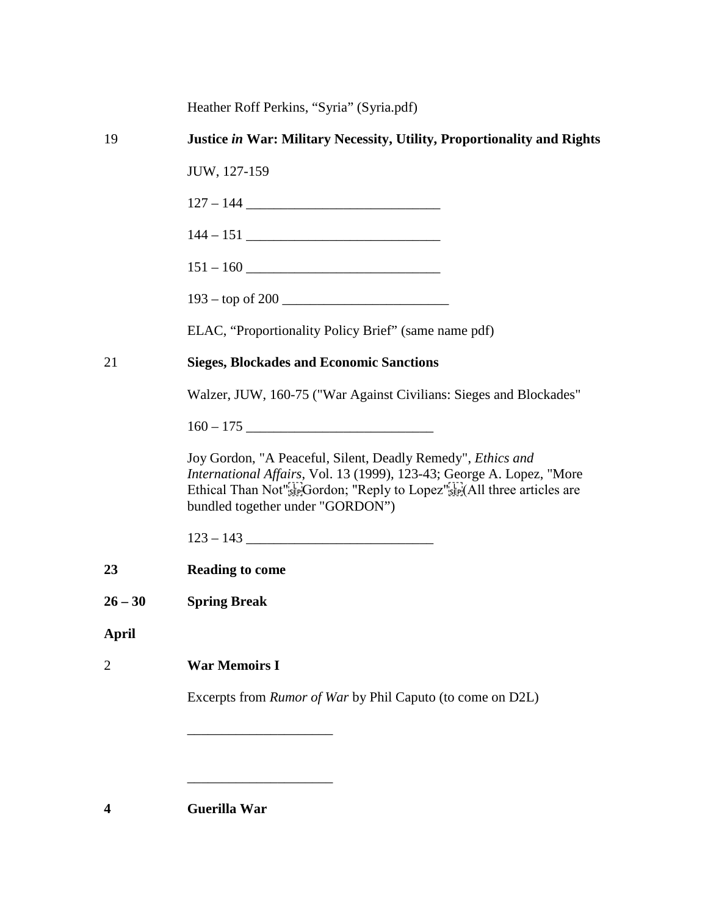Heather Roff Perkins, "Syria" (Syria.pdf)

19 **Justice *in* War: Military Necessity, Utility, Proportionality and Rights**

JUW, 127-159

127 – 144 ___________________________

144 – 151 ___________________________

151 – 160 ___________________________

193 – top of 200 _______________________

ELAC, "Proportionality Policy Brief" (same name pdf)

21 **Sieges, Blockades and Economic Sanctions**

Walzer, JUW, 160-75 ("War Against Civilians: Sieges and Blockades"

160 – 175 ___________________________

Joy Gordon, "A Peaceful, Silent, Deadly Remedy", *Ethics and International Affairs*, Vol. 13 (1999), 123-43; George A. Lopez, "More Ethical Than Not" Gordon; "Reply to Lopez" (All three articles are bundled together under "GORDON")

123 – 143 ___________________________

**23** **Reading to come**

**26 – 30** **Spring Break**

**April**

2 **War Memoirs I**

Excerpts from *Rumor of War* by Phil Caputo (to come on D2L)

_____________________

_____________________

**4** **Guerilla War**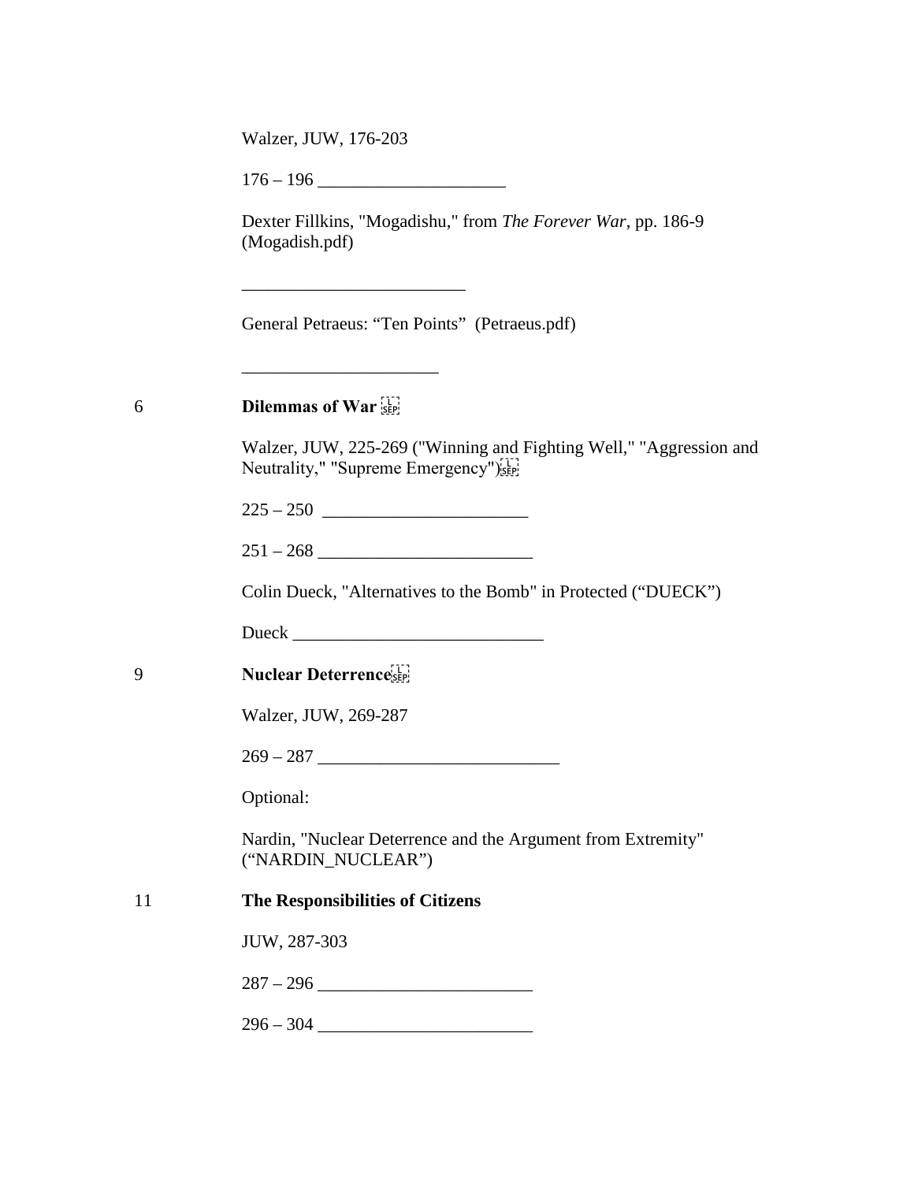Walzer, JUW, 176-203

176 – 196 _____________________

Dexter Fillkins, "Mogadishu," from *The Forever War*, pp. 186-9 (Mogadish.pdf)

_________________________

General Petraeus: “Ten Points” (Petraeus.pdf)

______________________

6 **Dilemmas of War**

Walzer, JUW, 225-269 ("Winning and Fighting Well," "Aggression and Neutrality," "Supreme Emergency")

225 – 250 _______________________

251 – 268 ________________________

Colin Dueck, "Alternatives to the Bomb" in Protected (“DUECK”)

Dueck ____________________________

9 **Nuclear Deterrence**

Walzer, JUW, 269-287

269 – 287 ___________________________

Optional:

Nardin, "Nuclear Deterrence and the Argument from Extremity" (“NARDIN_NUCLEAR”)

11 **The Responsibilities of Citizens**

JUW, 287-303

287 – 296 ________________________

296 – 304 ________________________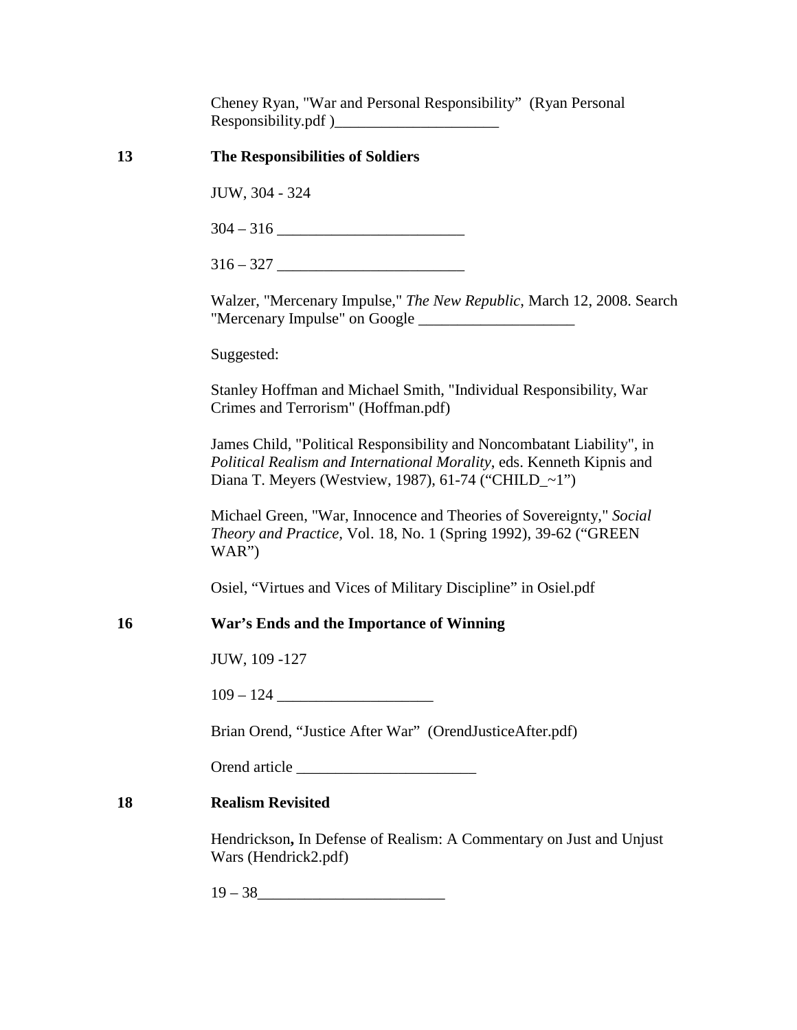Cheney Ryan, "War and Personal Responsibility" (Ryan Personal Responsibility.pdf )_____________________

## 13 The Responsibilities of Soldiers

JUW, 304 - 324

304 – 316 ________________________

316 – 327 ________________________

Walzer, "Mercenary Impulse," *The New Republic*, March 12, 2008. Search "Mercenary Impulse" on Google ____________________

Suggested:

Stanley Hoffman and Michael Smith, "Individual Responsibility, War Crimes and Terrorism" (Hoffman.pdf)

James Child, "Political Responsibility and Noncombatant Liability", in *Political Realism and International Morality*, eds. Kenneth Kipnis and Diana T. Meyers (Westview, 1987), 61-74 ("CHILD_~1")

Michael Green, "War, Innocence and Theories of Sovereignty," *Social Theory and Practice*, Vol. 18, No. 1 (Spring 1992), 39-62 ("GREEN WAR")

Osiel, "Virtues and Vices of Military Discipline" in Osiel.pdf

## 16 War's Ends and the Importance of Winning

JUW, 109 -127

109 – 124 ____________________

Brian Orend, "Justice After War" (OrendJusticeAfter.pdf)

Orend article _______________________

## 18 Realism Revisited

Hendrickson**,** In Defense of Realism: A Commentary on Just and Unjust Wars (Hendrick2.pdf)

19 – 38________________________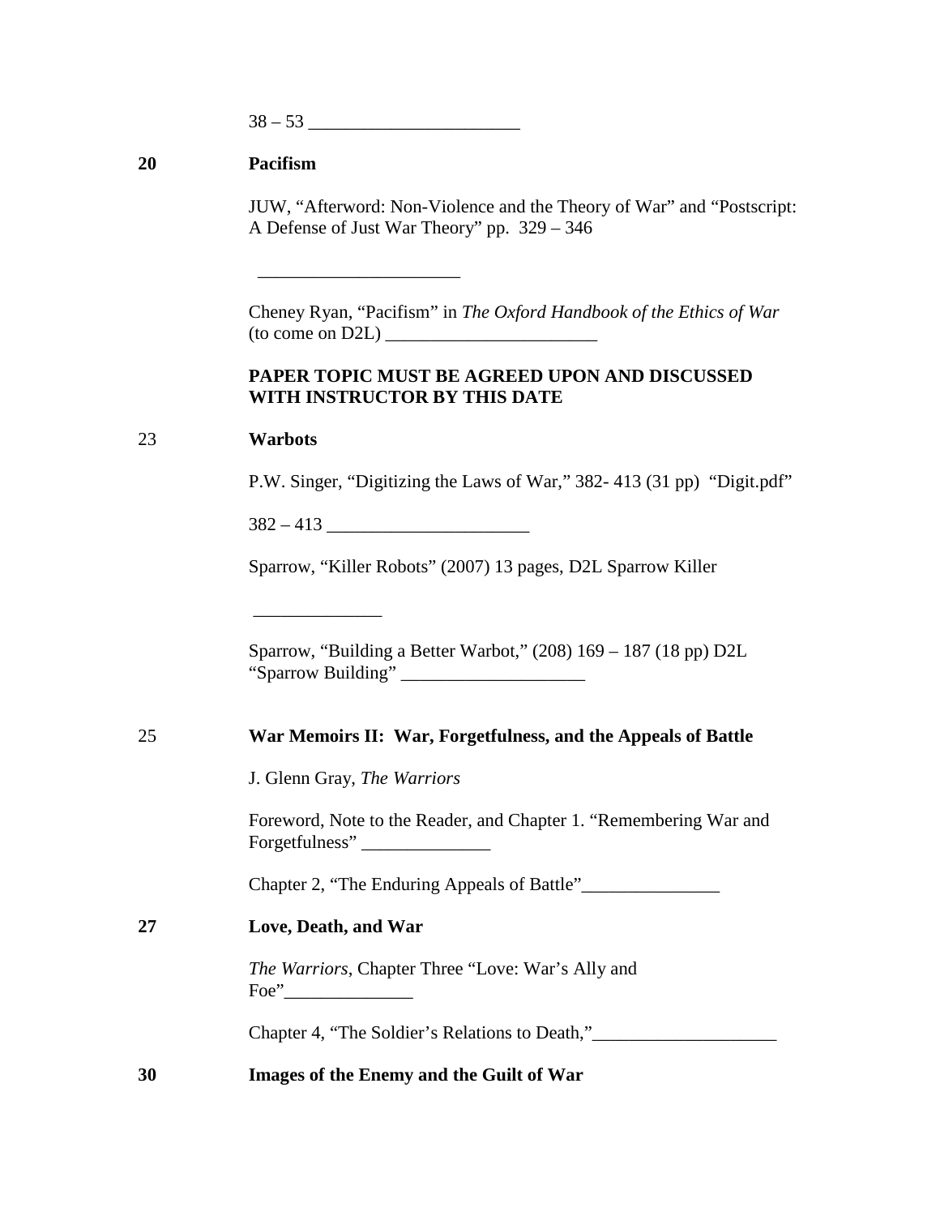38 – 53 ______________________

**20** **Pacifism**

JUW, "Afterword: Non-Violence and the Theory of War" and "Postscript: A Defense of Just War Theory" pp. 329 – 346

______________________

Cheney Ryan, "Pacifism" in *The Oxford Handbook of the Ethics of War* (to come on D2L) ______________________

**PAPER TOPIC MUST BE AGREED UPON AND DISCUSSED WITH INSTRUCTOR BY THIS DATE**

23 **Warbots**

P.W. Singer, "Digitizing the Laws of War," 382- 413 (31 pp) "Digit.pdf"

382 – 413 ______________________

Sparrow, "Killer Robots" (2007) 13 pages, D2L Sparrow Killer

______________

Sparrow, "Building a Better Warbot," (208) 169 – 187 (18 pp) D2L "Sparrow Building" ____________________

25 **War Memoirs II: War, Forgetfulness, and the Appeals of Battle**

J. Glenn Gray, *The Warriors*

Foreword, Note to the Reader, and Chapter 1. "Remembering War and Forgetfulness" ______________

Chapter 2, "The Enduring Appeals of Battle"_______________

**27** **Love, Death, and War**

*The Warriors*, Chapter Three "Love: War's Ally and Foe"______________

Chapter 4, "The Soldier's Relations to Death,"____________________

**30** **Images of the Enemy and the Guilt of War**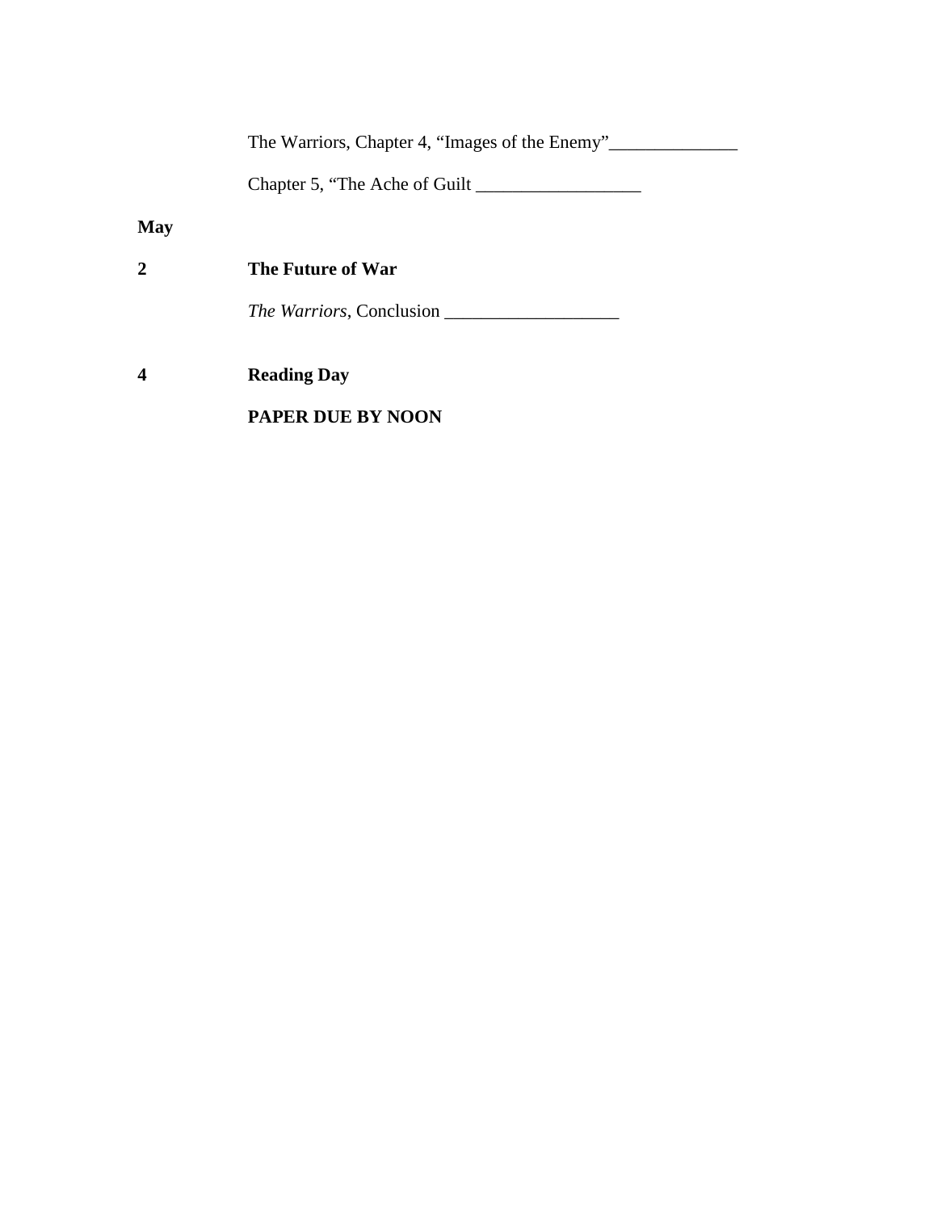The Warriors, Chapter 4, “Images of the Enemy”______________

Chapter 5, “The Ache of Guilt __________________

**May**

**2** **The Future of War**

*The Warriors*, Conclusion ___________________

**4** **Reading Day**

**PAPER DUE BY NOON**